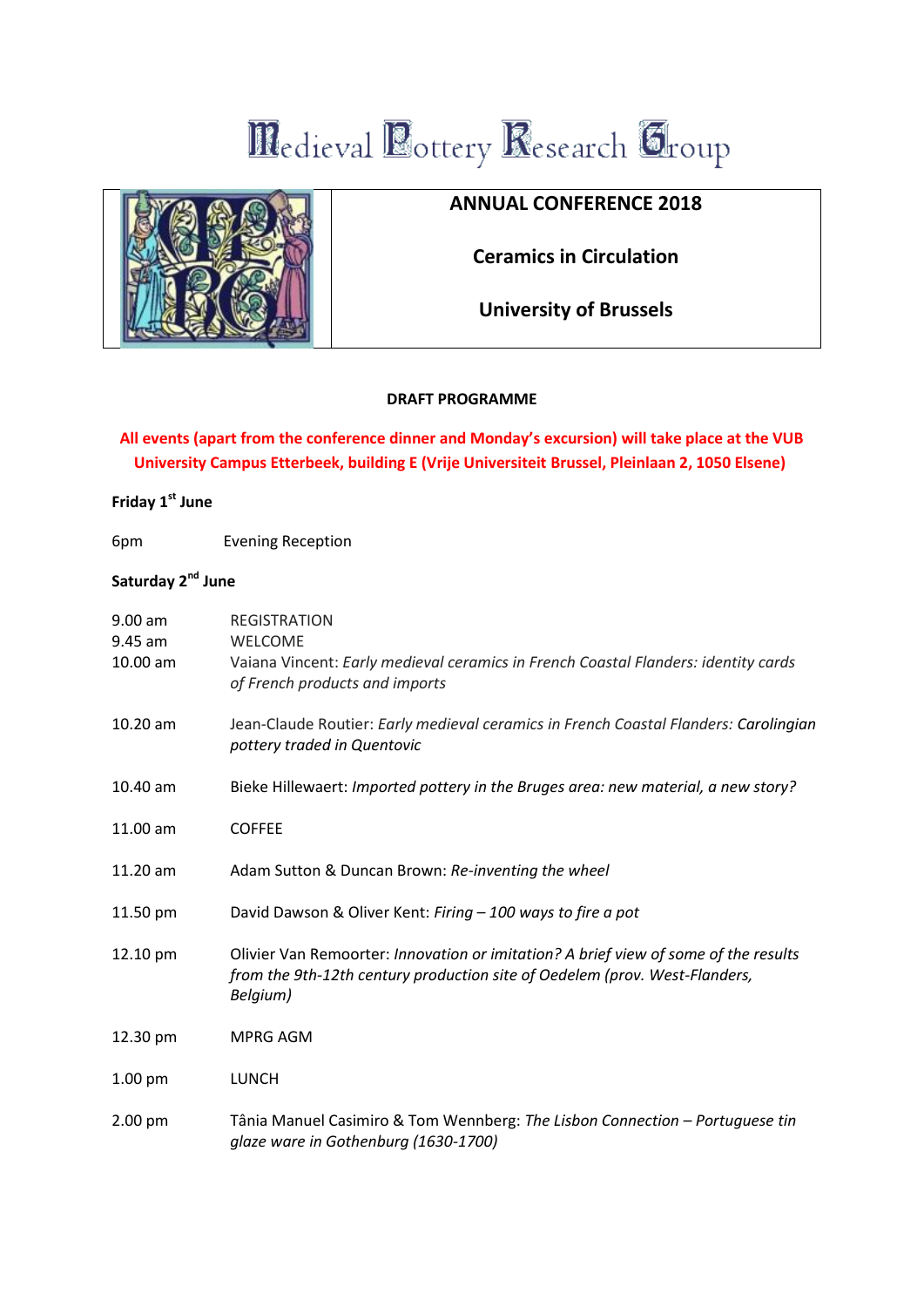# Medieval Pottery Research Group

## ANNUAL CONFERENCE 2018

## Ceramics in Circulation

## University of Brussels

**DRAFT PROGRAMME**

**All events (apart from the conference dinner and Monday's excursion) will take place at the VUB University Campus Etterbeek, building E (Vrije Universiteit Brussel, Pleinlaan 2, 1050 Elsene)**

**Friday 1st June**

| | |
|---|---|
| 6pm | Evening Reception |

**Saturday 2nd June**

| | |
|---|---|
| 9.00 am | REGISTRATION |
| 9.45 am | WELCOME |
| 10.00 am | Vaiana Vincent: *Early medieval ceramics in French Coastal Flanders: identity cards of French products and imports* |
| 10.20 am | Jean-Claude Routier: *Early medieval ceramics in French Coastal Flanders:* Carolingian *pottery traded in Quentovic* |
| 10.40 am | Bieke Hillewaert: *Imported pottery in the Bruges area: new material, a new story?* |
| 11.00 am | COFFEE |
| 11.20 am | Adam Sutton & Duncan Brown: *Re-inventing the wheel* |
| 11.50 pm | David Dawson & Oliver Kent: *Firing – 100 ways to fire a pot* |
| 12.10 pm | Olivier Van Remoorter: *Innovation or imitation? A brief view of some of the results from the 9th-12th century production site of Oedelem (prov. West-Flanders, Belgium)* |
| 12.30 pm | MPRG AGM |
| 1.00 pm | LUNCH |
| 2.00 pm | Tânia Manuel Casimiro & Tom Wennberg: *The Lisbon Connection – Portuguese tin glaze ware in Gothenburg (1630-1700)* |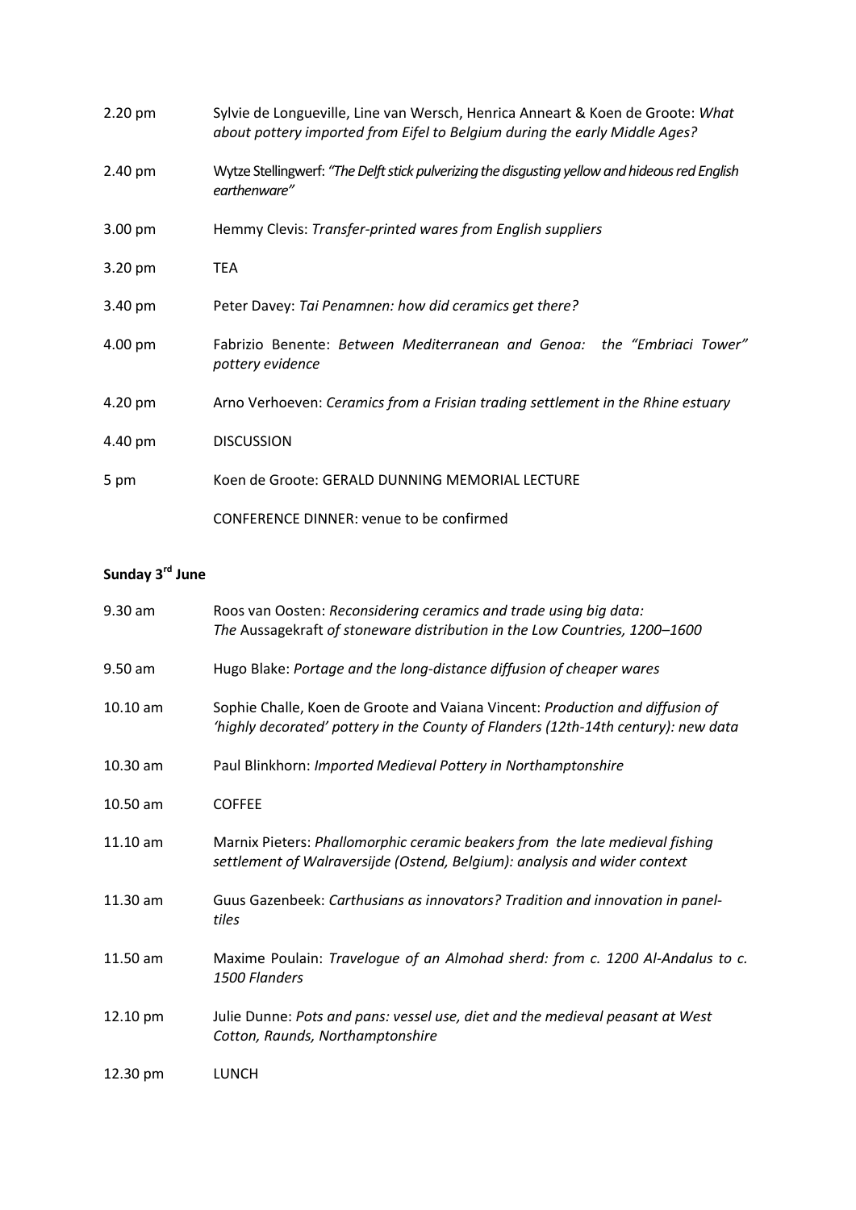| | |
|---|---|
| 2.20 pm | Sylvie de Longueville, Line van Wersch, Henrica Anneart & Koen de Groote: *What about pottery imported from Eifel to Belgium during the early Middle Ages?* |
| 2.40 pm | Wytze Stellingwerf: *"The Delft stick pulverizing the disgusting yellow and hideous red English earthenware"* |
| 3.00 pm | Hemmy Clevis: *Transfer-printed wares from English suppliers* |
| 3.20 pm | TEA |
| 3.40 pm | Peter Davey: *Tai Penamnen: how did ceramics get there?* |
| 4.00 pm | Fabrizio Benente: *Between Mediterranean and Genoa: the "Embriaci Tower" pottery evidence* |
| 4.20 pm | Arno Verhoeven: *Ceramics from a Frisian trading settlement in the Rhine estuary* |
| 4.40 pm | DISCUSSION |
| 5 pm | Koen de Groote: GERALD DUNNING MEMORIAL LECTURE |
| | CONFERENCE DINNER: venue to be confirmed |

**Sunday 3rd June**

| | |
|---|---|
| 9.30 am | Roos van Oosten: *Reconsidering ceramics and trade using big data: The* Aussagekraft *of stoneware distribution in the Low Countries, 1200–1600* |
| 9.50 am | Hugo Blake: *Portage and the long-distance diffusion of cheaper wares* |
| 10.10 am | Sophie Challe, Koen de Groote and Vaiana Vincent: *Production and diffusion of 'highly decorated' pottery in the County of Flanders (12th-14th century): new data* |
| 10.30 am | Paul Blinkhorn: *Imported Medieval Pottery in Northamptonshire* |
| 10.50 am | COFFEE |
| 11.10 am | Marnix Pieters: *Phallomorphic ceramic beakers from the late medieval fishing settlement of Walraversijde (Ostend, Belgium): analysis and wider context* |
| 11.30 am | Guus Gazenbeek: *Carthusians as innovators? Tradition and innovation in panel-tiles* |
| 11.50 am | Maxime Poulain: *Travelogue of an Almohad sherd: from c. 1200 Al-Andalus to c. 1500 Flanders* |
| 12.10 pm | Julie Dunne: *Pots and pans: vessel use, diet and the medieval peasant at West Cotton, Raunds, Northamptonshire* |
| 12.30 pm | LUNCH |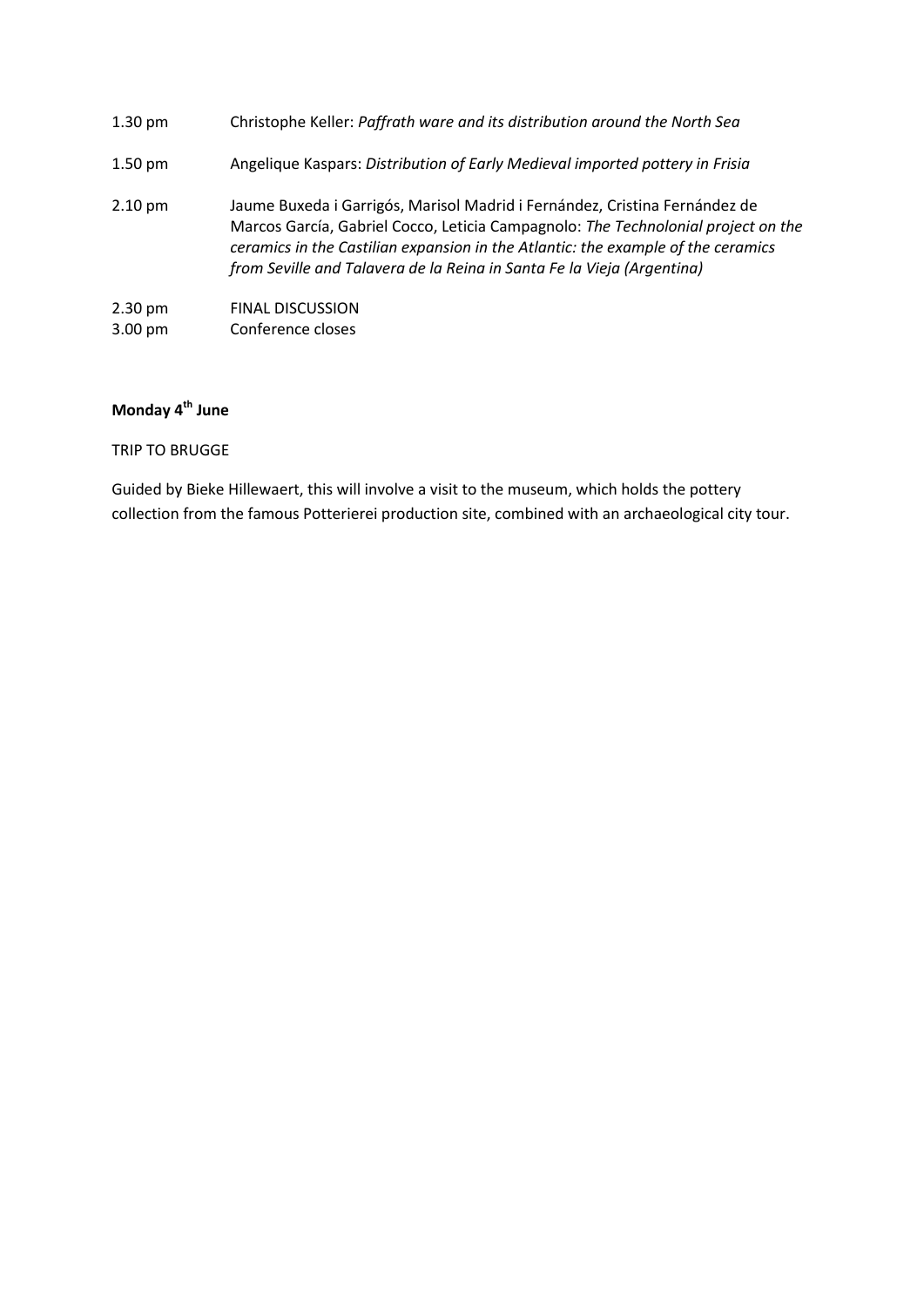1.30 pm Christophe Keller: *Paffrath ware and its distribution around the North Sea*

1.50 pm Angelique Kaspars: *Distribution of Early Medieval imported pottery in Frisia*

2.10 pm Jaume Buxeda i Garrigós, Marisol Madrid i Fernández, Cristina Fernández de Marcos García, Gabriel Cocco, Leticia Campagnolo: *The Technolonial project on the ceramics in the Castilian expansion in the Atlantic: the example of the ceramics from Seville and Talavera de la Reina in Santa Fe la Vieja (Argentina)*

2.30 pm FINAL DISCUSSION
3.00 pm Conference closes

**Monday 4th June**

TRIP TO BRUGGE

Guided by Bieke Hillewaert, this will involve a visit to the museum, which holds the pottery collection from the famous Potterierei production site, combined with an archaeological city tour.